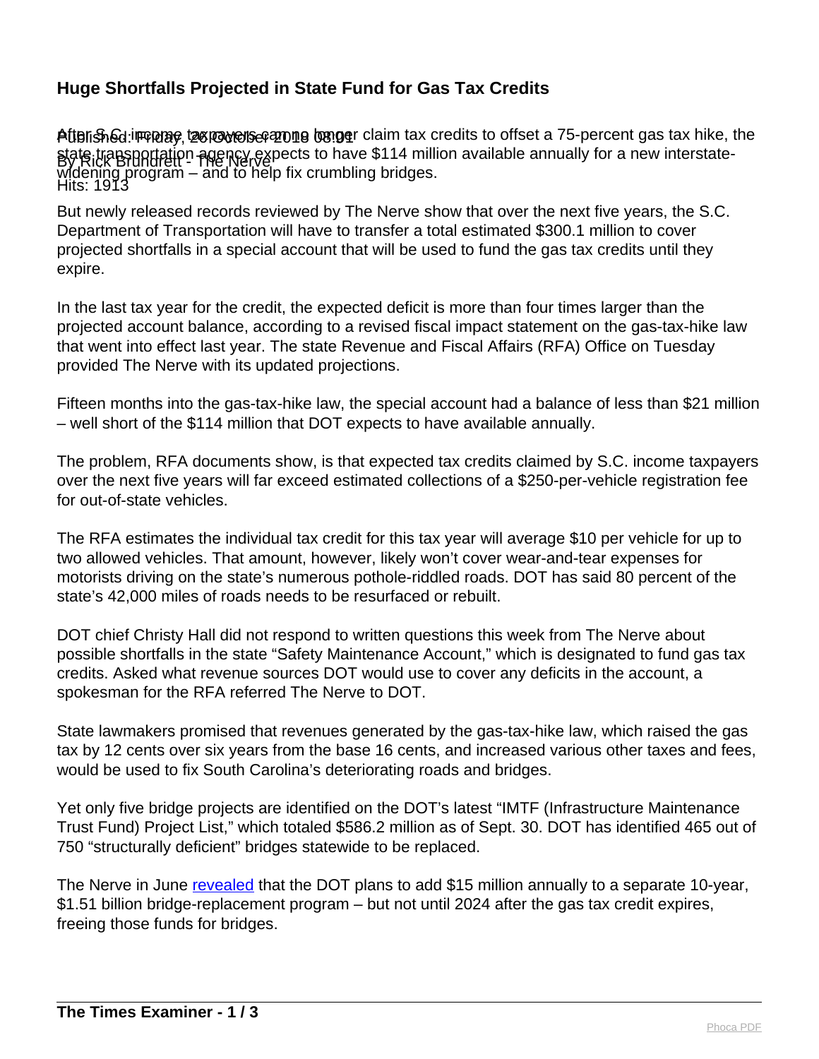## Huge Shortfalls Projected in State Fund for Gas Tax Credits

Published: Friday, 26 October 2018 08:01
By Rick Brundrett - The Nerve
Hits: 1913

After S.C. income taxpayers can no longer claim tax credits to offset a 75-percent gas tax hike, the state transportation agency expects to have $114 million available annually for a new interstate-widening program – and to help fix crumbling bridges.

But newly released records reviewed by The Nerve show that over the next five years, the S.C. Department of Transportation will have to transfer a total estimated $300.1 million to cover projected shortfalls in a special account that will be used to fund the gas tax credits until they expire.

In the last tax year for the credit, the expected deficit is more than four times larger than the projected account balance, according to a revised fiscal impact statement on the gas-tax-hike law that went into effect last year. The state Revenue and Fiscal Affairs (RFA) Office on Tuesday provided The Nerve with its updated projections.

Fifteen months into the gas-tax-hike law, the special account had a balance of less than $21 million – well short of the $114 million that DOT expects to have available annually.

The problem, RFA documents show, is that expected tax credits claimed by S.C. income taxpayers over the next five years will far exceed estimated collections of a $250-per-vehicle registration fee for out-of-state vehicles.

The RFA estimates the individual tax credit for this tax year will average $10 per vehicle for up to two allowed vehicles. That amount, however, likely won't cover wear-and-tear expenses for motorists driving on the state's numerous pothole-riddled roads. DOT has said 80 percent of the state's 42,000 miles of roads needs to be resurfaced or rebuilt.

DOT chief Christy Hall did not respond to written questions this week from The Nerve about possible shortfalls in the state "Safety Maintenance Account," which is designated to fund gas tax credits. Asked what revenue sources DOT would use to cover any deficits in the account, a spokesman for the RFA referred The Nerve to DOT.

State lawmakers promised that revenues generated by the gas-tax-hike law, which raised the gas tax by 12 cents over six years from the base 16 cents, and increased various other taxes and fees, would be used to fix South Carolina's deteriorating roads and bridges.

Yet only five bridge projects are identified on the DOT's latest "IMTF (Infrastructure Maintenance Trust Fund) Project List," which totaled $586.2 million as of Sept. 30. DOT has identified 465 out of 750 "structurally deficient" bridges statewide to be replaced.

The Nerve in June revealed that the DOT plans to add $15 million annually to a separate 10-year, $1.51 billion bridge-replacement program – but not until 2024 after the gas tax credit expires, freeing those funds for bridges.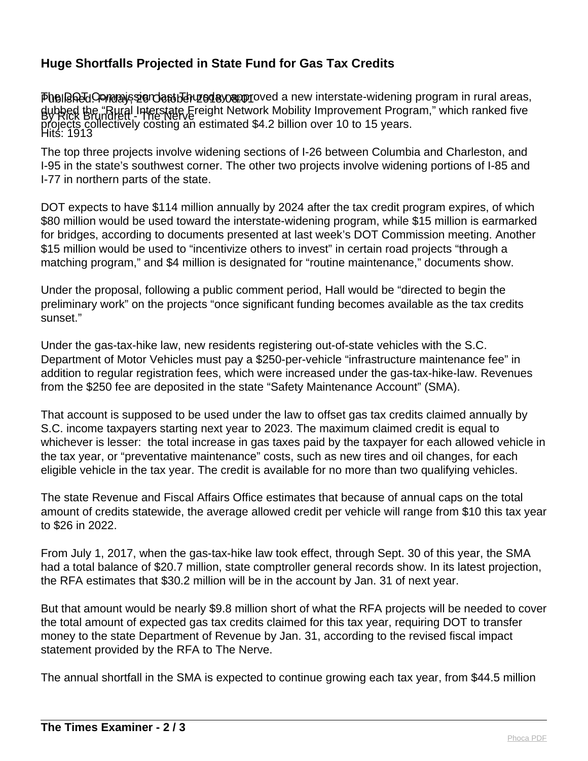The DOT Commission last Thursday approved a new interstate-widening program in rural areas, dubbed the “Rural Interstate Freight Network Mobility Improvement Program,” which ranked five projects collectively costing an estimated $4.2 billion over 10 to 15 years.

The top three projects involve widening sections of I-26 between Columbia and Charleston, and I-95 in the state’s southwest corner. The other two projects involve widening portions of I-85 and I-77 in northern parts of the state.

DOT expects to have $114 million annually by 2024 after the tax credit program expires, of which $80 million would be used toward the interstate-widening program, while $15 million is earmarked for bridges, according to documents presented at last week’s DOT Commission meeting. Another $15 million would be used to “incentivize others to invest” in certain road projects “through a matching program,” and $4 million is designated for “routine maintenance,” documents show.

Under the proposal, following a public comment period, Hall would be “directed to begin the preliminary work” on the projects “once significant funding becomes available as the tax credits sunset.”

Under the gas-tax-hike law, new residents registering out-of-state vehicles with the S.C. Department of Motor Vehicles must pay a $250-per-vehicle “infrastructure maintenance fee” in addition to regular registration fees, which were increased under the gas-tax-hike-law. Revenues from the $250 fee are deposited in the state “Safety Maintenance Account” (SMA).

That account is supposed to be used under the law to offset gas tax credits claimed annually by S.C. income taxpayers starting next year to 2023. The maximum claimed credit is equal to whichever is lesser: the total increase in gas taxes paid by the taxpayer for each allowed vehicle in the tax year, or “preventative maintenance” costs, such as new tires and oil changes, for each eligible vehicle in the tax year. The credit is available for no more than two qualifying vehicles.

The state Revenue and Fiscal Affairs Office estimates that because of annual caps on the total amount of credits statewide, the average allowed credit per vehicle will range from $10 this tax year to $26 in 2022.

From July 1, 2017, when the gas-tax-hike law took effect, through Sept. 30 of this year, the SMA had a total balance of $20.7 million, state comptroller general records show. In its latest projection, the RFA estimates that $30.2 million will be in the account by Jan. 31 of next year.

But that amount would be nearly $9.8 million short of what the RFA projects will be needed to cover the total amount of expected gas tax credits claimed for this tax year, requiring DOT to transfer money to the state Department of Revenue by Jan. 31, according to the revised fiscal impact statement provided by the RFA to The Nerve.

The annual shortfall in the SMA is expected to continue growing each tax year, from $44.5 million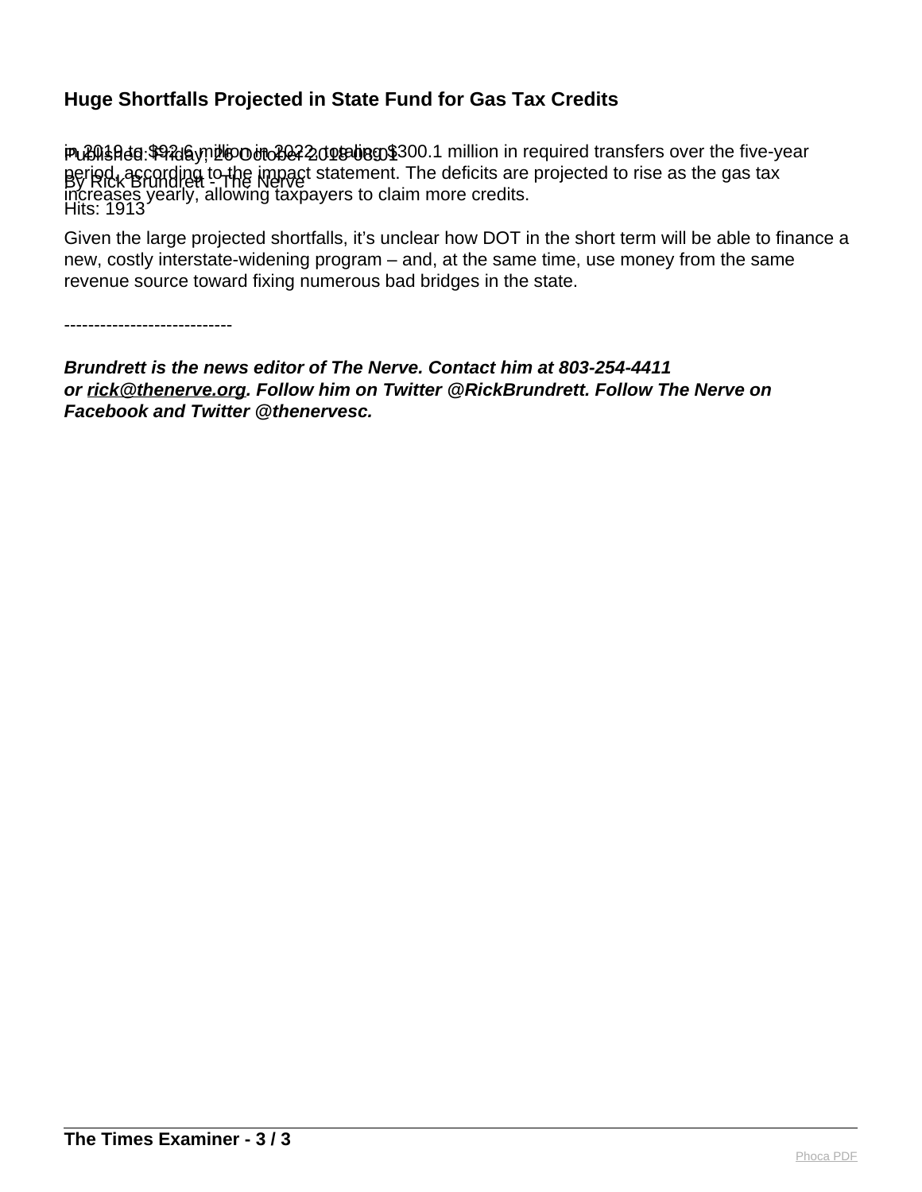in 2019 to $92.6 million in 2022, totaling $300.1 million in required transfers over the five-year period, according to the impact statement. The deficits are projected to rise as the gas tax increases yearly, allowing taxpayers to claim more credits.

Given the large projected shortfalls, it's unclear how DOT in the short term will be able to finance a new, costly interstate-widening program – and, at the same time, use money from the same revenue source toward fixing numerous bad bridges in the state.

----------------------------

***Brundrett is the news editor of The Nerve. Contact him at 803-254-4411 or rick@thenerve.org. Follow him on Twitter @RickBrundrett. Follow The Nerve on Facebook and Twitter @thenervesc.***